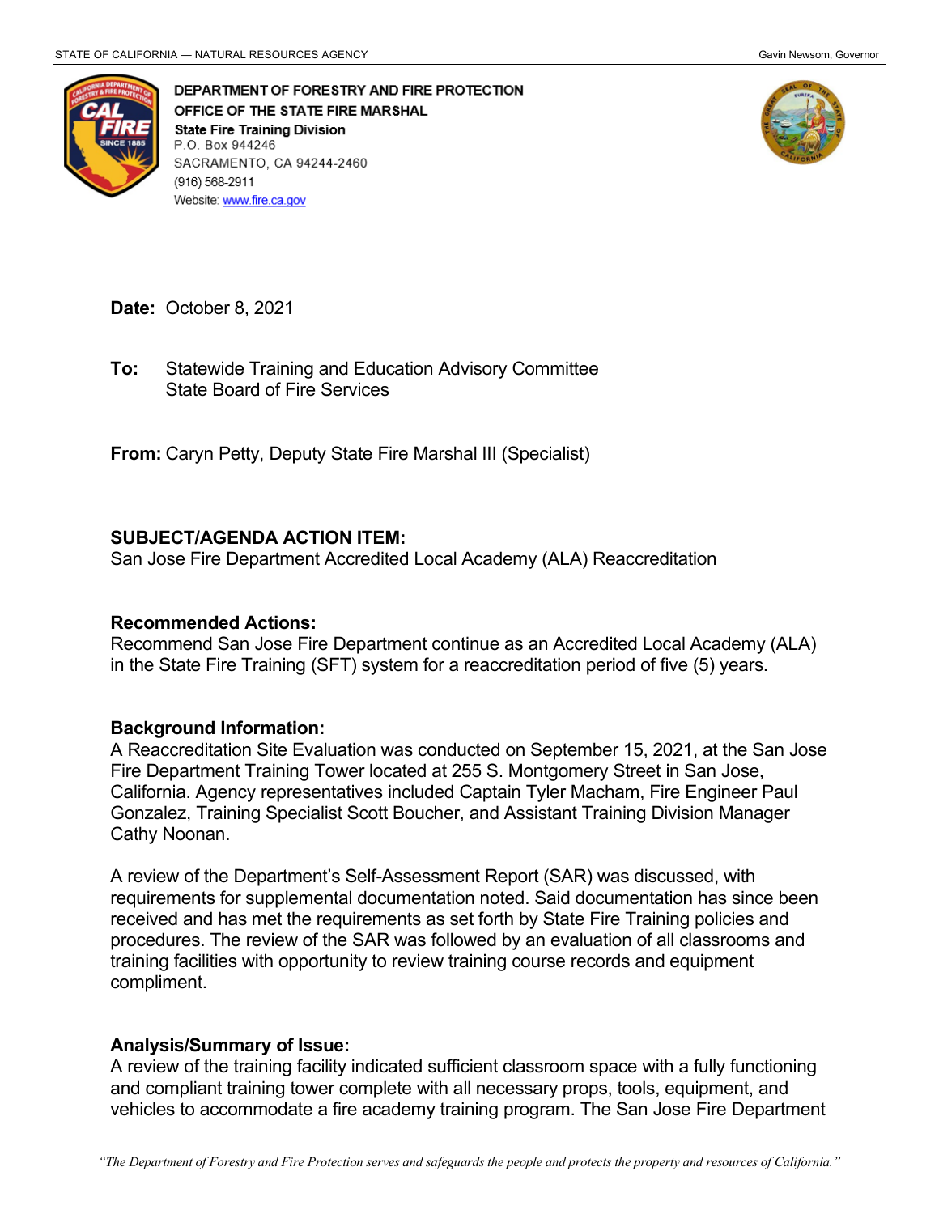STATE OF CALIFORNIA — NATURAL RESOURCES AGENCY Gavin Newsom, Governor

**DEPARTMENT OF FORESTRY AND FIRE PROTECTION**
**OFFICE OF THE STATE FIRE MARSHAL**
**State Fire Training Division**
P.O. Box 944246
SACRAMENTO, CA 94244-2460
(916) 568-2911
Website: www.fire.ca.gov

**Date:** October 8, 2021

**To:** Statewide Training and Education Advisory Committee
State Board of Fire Services

**From:** Caryn Petty, Deputy State Fire Marshal III (Specialist)

**SUBJECT/AGENDA ACTION ITEM:**
San Jose Fire Department Accredited Local Academy (ALA) Reaccreditation

**Recommended Actions:**
Recommend San Jose Fire Department continue as an Accredited Local Academy (ALA) in the State Fire Training (SFT) system for a reaccreditation period of five (5) years.

**Background Information:**
A Reaccreditation Site Evaluation was conducted on September 15, 2021, at the San Jose Fire Department Training Tower located at 255 S. Montgomery Street in San Jose, California. Agency representatives included Captain Tyler Macham, Fire Engineer Paul Gonzalez, Training Specialist Scott Boucher, and Assistant Training Division Manager Cathy Noonan.

A review of the Department's Self-Assessment Report (SAR) was discussed, with requirements for supplemental documentation noted. Said documentation has since been received and has met the requirements as set forth by State Fire Training policies and procedures. The review of the SAR was followed by an evaluation of all classrooms and training facilities with opportunity to review training course records and equipment compliment.

**Analysis/Summary of Issue:**
A review of the training facility indicated sufficient classroom space with a fully functioning and compliant training tower complete with all necessary props, tools, equipment, and vehicles to accommodate a fire academy training program. The San Jose Fire Department

*"The Department of Forestry and Fire Protection serves and safeguards the people and protects the property and resources of California."*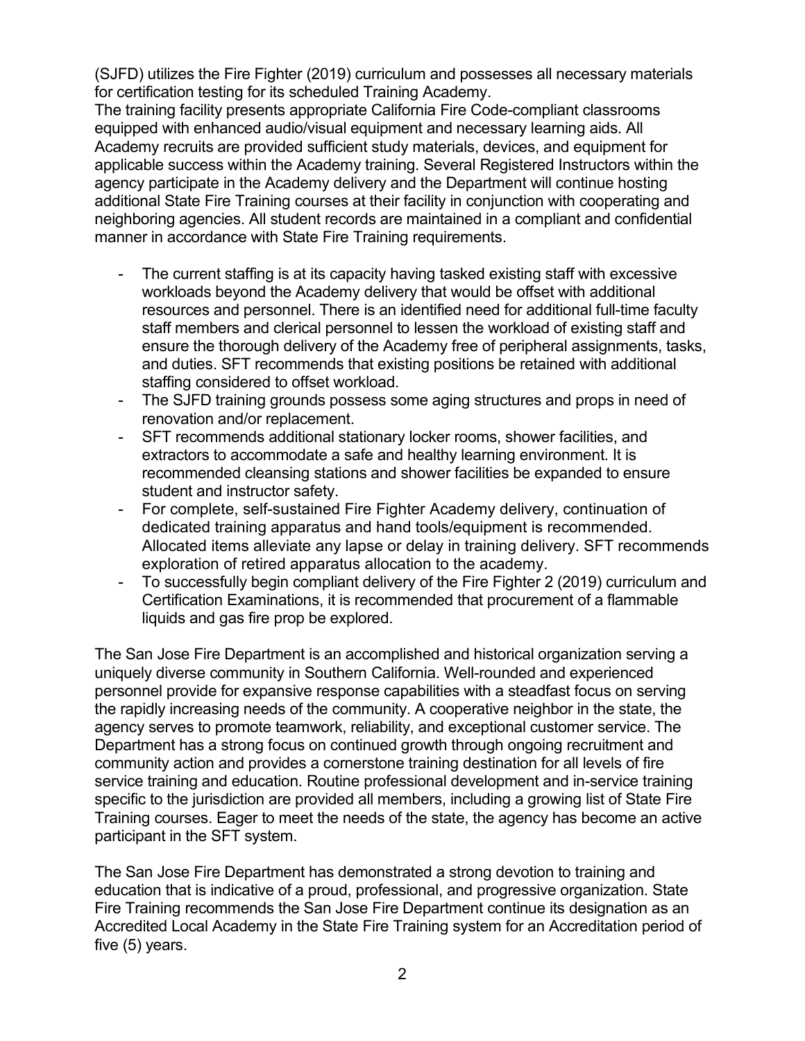(SJFD) utilizes the Fire Fighter (2019) curriculum and possesses all necessary materials for certification testing for its scheduled Training Academy.
The training facility presents appropriate California Fire Code-compliant classrooms equipped with enhanced audio/visual equipment and necessary learning aids. All Academy recruits are provided sufficient study materials, devices, and equipment for applicable success within the Academy training. Several Registered Instructors within the agency participate in the Academy delivery and the Department will continue hosting additional State Fire Training courses at their facility in conjunction with cooperating and neighboring agencies. All student records are maintained in a compliant and confidential manner in accordance with State Fire Training requirements.

- The current staffing is at its capacity having tasked existing staff with excessive workloads beyond the Academy delivery that would be offset with additional resources and personnel. There is an identified need for additional full-time faculty staff members and clerical personnel to lessen the workload of existing staff and ensure the thorough delivery of the Academy free of peripheral assignments, tasks, and duties. SFT recommends that existing positions be retained with additional staffing considered to offset workload.
- The SJFD training grounds possess some aging structures and props in need of renovation and/or replacement.
- SFT recommends additional stationary locker rooms, shower facilities, and extractors to accommodate a safe and healthy learning environment. It is recommended cleansing stations and shower facilities be expanded to ensure student and instructor safety.
- For complete, self-sustained Fire Fighter Academy delivery, continuation of dedicated training apparatus and hand tools/equipment is recommended. Allocated items alleviate any lapse or delay in training delivery. SFT recommends exploration of retired apparatus allocation to the academy.
- To successfully begin compliant delivery of the Fire Fighter 2 (2019) curriculum and Certification Examinations, it is recommended that procurement of a flammable liquids and gas fire prop be explored.

The San Jose Fire Department is an accomplished and historical organization serving a uniquely diverse community in Southern California. Well-rounded and experienced personnel provide for expansive response capabilities with a steadfast focus on serving the rapidly increasing needs of the community. A cooperative neighbor in the state, the agency serves to promote teamwork, reliability, and exceptional customer service. The Department has a strong focus on continued growth through ongoing recruitment and community action and provides a cornerstone training destination for all levels of fire service training and education. Routine professional development and in-service training specific to the jurisdiction are provided all members, including a growing list of State Fire Training courses. Eager to meet the needs of the state, the agency has become an active participant in the SFT system.

The San Jose Fire Department has demonstrated a strong devotion to training and education that is indicative of a proud, professional, and progressive organization. State Fire Training recommends the San Jose Fire Department continue its designation as an Accredited Local Academy in the State Fire Training system for an Accreditation period of five (5) years.